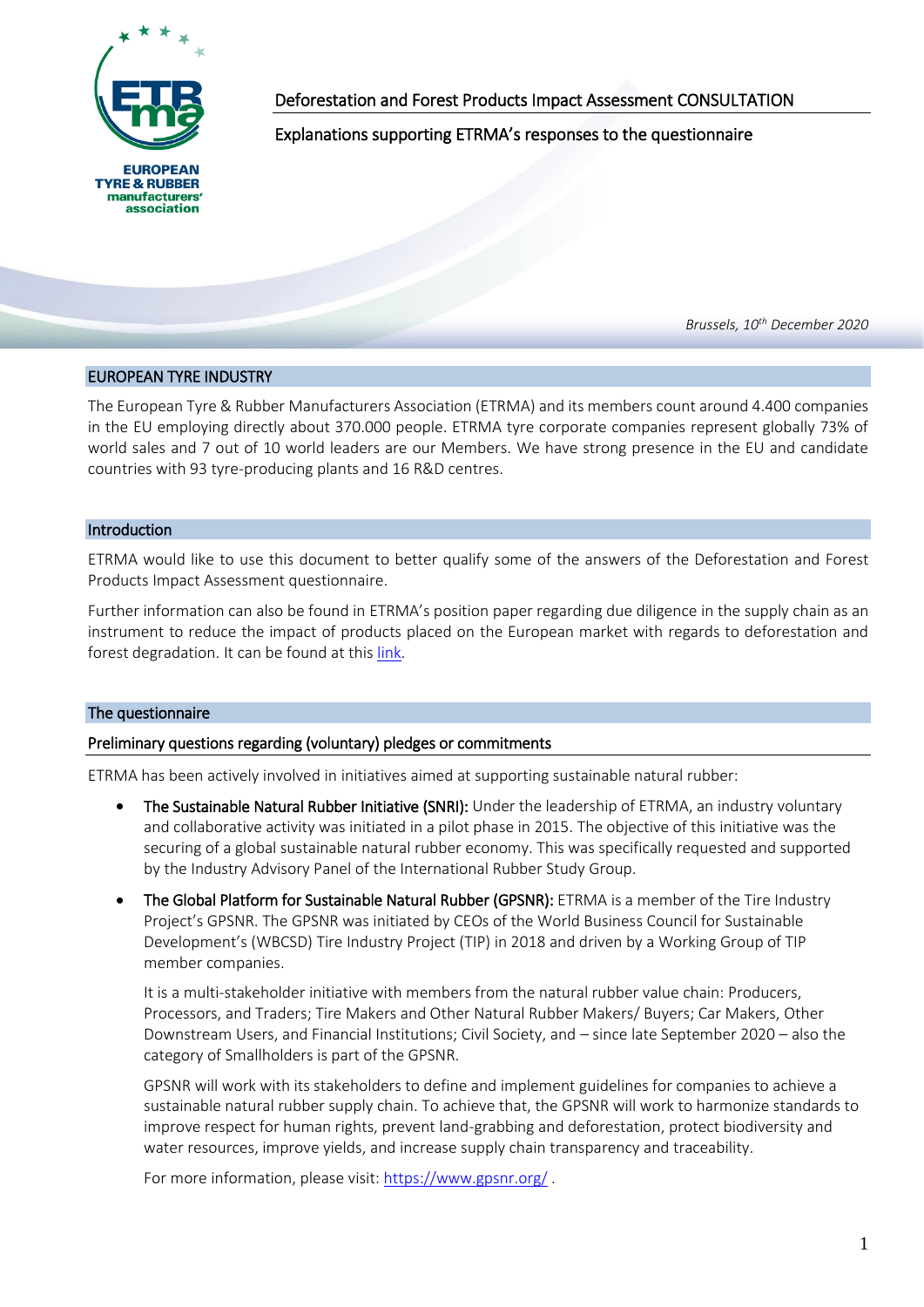EUROPEAN TYRE & RUBBER manufacturers' association

# Deforestation and Forest Products Impact Assessment CONSULTATION

## Explanations supporting ETRMA's responses to the questionnaire

*Brussels, 10th December 2020*

## EUROPEAN TYRE INDUSTRY

The European Tyre & Rubber Manufacturers Association (ETRMA) and its members count around 4.400 companies in the EU employing directly about 370.000 people. ETRMA tyre corporate companies represent globally 73% of world sales and 7 out of 10 world leaders are our Members. We have strong presence in the EU and candidate countries with 93 tyre-producing plants and 16 R&D centres.

## Introduction

ETRMA would like to use this document to better qualify some of the answers of the Deforestation and Forest Products Impact Assessment questionnaire.

Further information can also be found in ETRMA's position paper regarding due diligence in the supply chain as an instrument to reduce the impact of products placed on the European market with regards to deforestation and forest degradation. It can be found at this link.

## The questionnaire

### Preliminary questions regarding (voluntary) pledges or commitments

ETRMA has been actively involved in initiatives aimed at supporting sustainable natural rubber:

- **The Sustainable Natural Rubber Initiative (SNRI):** Under the leadership of ETRMA, an industry voluntary and collaborative activity was initiated in a pilot phase in 2015. The objective of this initiative was the securing of a global sustainable natural rubber economy. This was specifically requested and supported by the Industry Advisory Panel of the International Rubber Study Group.
- **The Global Platform for Sustainable Natural Rubber (GPSNR):** ETRMA is a member of the Tire Industry Project's GPSNR. The GPSNR was initiated by CEOs of the World Business Council for Sustainable Development's (WBCSD) Tire Industry Project (TIP) in 2018 and driven by a Working Group of TIP member companies.

  It is a multi-stakeholder initiative with members from the natural rubber value chain: Producers, Processors, and Traders; Tire Makers and Other Natural Rubber Makers/ Buyers; Car Makers, Other Downstream Users, and Financial Institutions; Civil Society, and – since late September 2020 – also the category of Smallholders is part of the GPSNR.

  GPSNR will work with its stakeholders to define and implement guidelines for companies to achieve a sustainable natural rubber supply chain. To achieve that, the GPSNR will work to harmonize standards to improve respect for human rights, prevent land-grabbing and deforestation, protect biodiversity and water resources, improve yields, and increase supply chain transparency and traceability.

  For more information, please visit: https://www.gpsnr.org/ .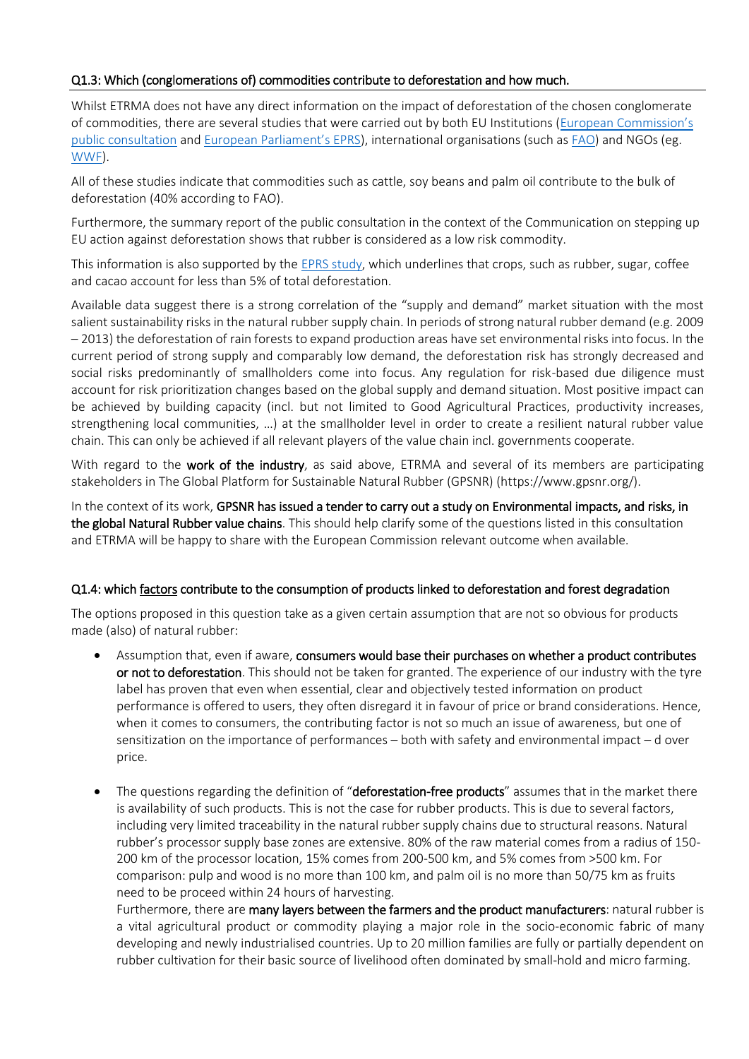Q1.3: Which (conglomerations of) commodities contribute to deforestation and how much.

Whilst ETRMA does not have any direct information on the impact of deforestation of the chosen conglomerate of commodities, there are several studies that were carried out by both EU Institutions (European Commission's public consultation and European Parliament's EPRS), international organisations (such as FAO) and NGOs (eg. WWF).

All of these studies indicate that commodities such as cattle, soy beans and palm oil contribute to the bulk of deforestation (40% according to FAO).

Furthermore, the summary report of the public consultation in the context of the Communication on stepping up EU action against deforestation shows that rubber is considered as a low risk commodity.

This information is also supported by the EPRS study, which underlines that crops, such as rubber, sugar, coffee and cacao account for less than 5% of total deforestation.

Available data suggest there is a strong correlation of the "supply and demand" market situation with the most salient sustainability risks in the natural rubber supply chain. In periods of strong natural rubber demand (e.g. 2009 – 2013) the deforestation of rain forests to expand production areas have set environmental risks into focus. In the current period of strong supply and comparably low demand, the deforestation risk has strongly decreased and social risks predominantly of smallholders come into focus. Any regulation for risk-based due diligence must account for risk prioritization changes based on the global supply and demand situation. Most positive impact can be achieved by building capacity (incl. but not limited to Good Agricultural Practices, productivity increases, strengthening local communities, …) at the smallholder level in order to create a resilient natural rubber value chain. This can only be achieved if all relevant players of the value chain incl. governments cooperate.

With regard to the **work of the industry**, as said above, ETRMA and several of its members are participating stakeholders in The Global Platform for Sustainable Natural Rubber (GPSNR) (https://www.gpsnr.org/).

In the context of its work, **GPSNR has issued a tender to carry out a study on Environmental impacts, and risks, in the global Natural Rubber value chains**. This should help clarify some of the questions listed in this consultation and ETRMA will be happy to share with the European Commission relevant outcome when available.

Q1.4: which factors contribute to the consumption of products linked to deforestation and forest degradation

The options proposed in this question take as a given certain assumption that are not so obvious for products made (also) of natural rubber:

- Assumption that, even if aware, **consumers would base their purchases on whether a product contributes or not to deforestation**. This should not be taken for granted. The experience of our industry with the tyre label has proven that even when essential, clear and objectively tested information on product performance is offered to users, they often disregard it in favour of price or brand considerations. Hence, when it comes to consumers, the contributing factor is not so much an issue of awareness, but one of sensitization on the importance of performances – both with safety and environmental impact – d over price.

- The questions regarding the definition of "**deforestation-free products**" assumes that in the market there is availability of such products. This is not the case for rubber products. This is due to several factors, including very limited traceability in the natural rubber supply chains due to structural reasons. Natural rubber's processor supply base zones are extensive. 80% of the raw material comes from a radius of 150-200 km of the processor location, 15% comes from 200-500 km, and 5% comes from >500 km. For comparison: pulp and wood is no more than 100 km, and palm oil is no more than 50/75 km as fruits need to be proceed within 24 hours of harvesting.
  Furthermore, there are **many layers between the farmers and the product manufacturers**: natural rubber is a vital agricultural product or commodity playing a major role in the socio-economic fabric of many developing and newly industrialised countries. Up to 20 million families are fully or partially dependent on rubber cultivation for their basic source of livelihood often dominated by small-hold and micro farming.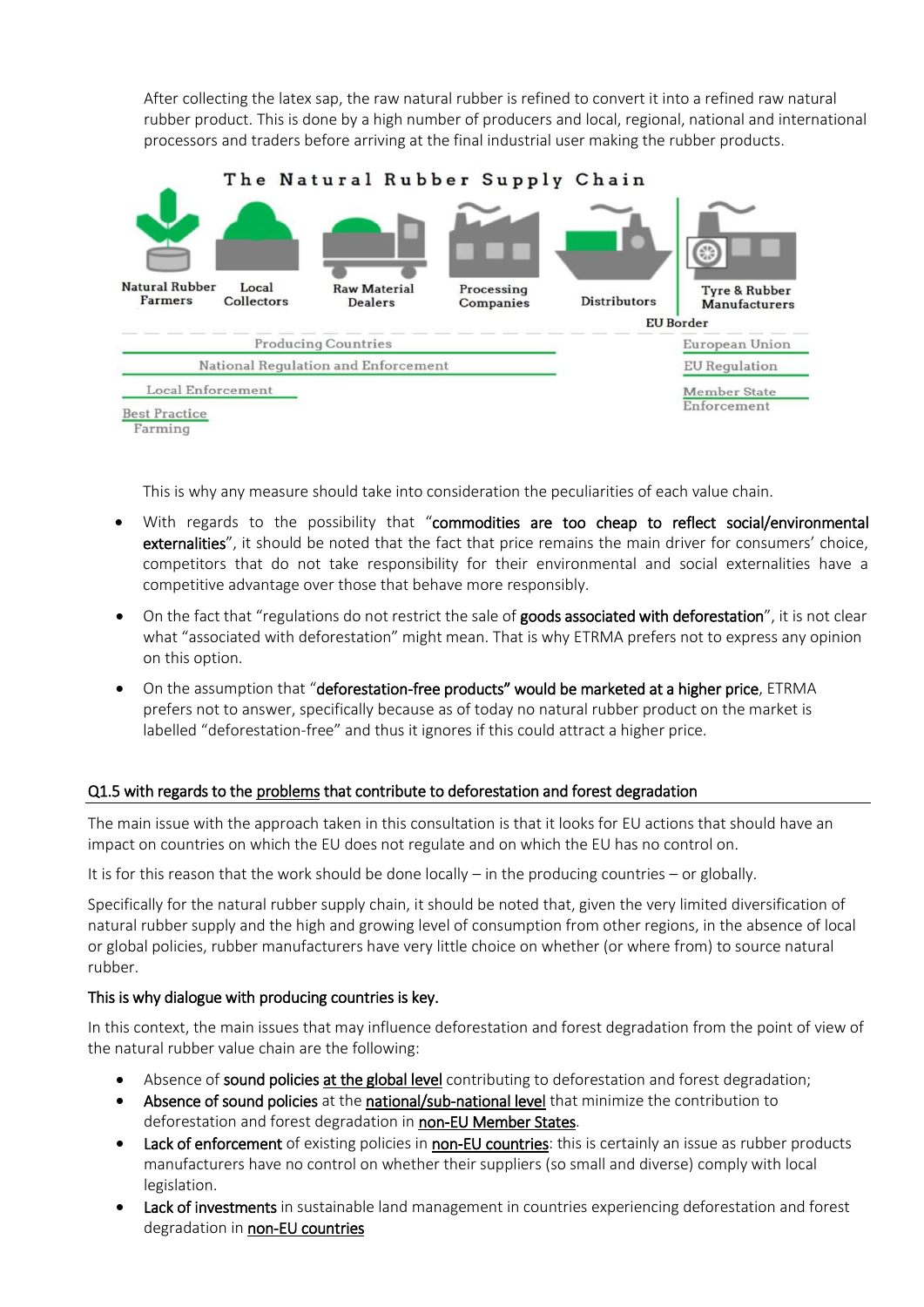After collecting the latex sap, the raw natural rubber is refined to convert it into a refined raw natural rubber product. This is done by a high number of producers and local, regional, national and international processors and traders before arriving at the final industrial user making the rubber products.

**The Natural Rubber Supply Chain**

Natural Rubber Farmers | Local Collectors | Raw Material Dealers | Processing Companies | Distributors | EU Border | Tyre & Rubber Manufacturers

Producing Countries | European Union

National Regulation and Enforcement | EU Regulation

Local Enforcement | Member State Enforcement

Best Practice Farming

This is why any measure should take into consideration the peculiarities of each value chain.

- With regards to the possibility that "**commodities are too cheap to reflect social/environmental externalities**", it should be noted that the fact that price remains the main driver for consumers' choice, competitors that do not take responsibility for their environmental and social externalities have a competitive advantage over those that behave more responsibly.
- On the fact that "regulations do not restrict the sale of **goods associated with deforestation**", it is not clear what "associated with deforestation" might mean. That is why ETRMA prefers not to express any opinion on this option.
- On the assumption that "**deforestation-free products" would be marketed at a higher price**, ETRMA prefers not to answer, specifically because as of today no natural rubber product on the market is labelled "deforestation-free" and thus it ignores if this could attract a higher price.

## Q1.5 with regards to the problems that contribute to deforestation and forest degradation

The main issue with the approach taken in this consultation is that it looks for EU actions that should have an impact on countries on which the EU does not regulate and on which the EU has no control on.

It is for this reason that the work should be done locally – in the producing countries – or globally.

Specifically for the natural rubber supply chain, it should be noted that, given the very limited diversification of natural rubber supply and the high and growing level of consumption from other regions, in the absence of local or global policies, rubber manufacturers have very little choice on whether (or where from) to source natural rubber.

**This is why dialogue with producing countries is key.**

In this context, the main issues that may influence deforestation and forest degradation from the point of view of the natural rubber value chain are the following:

- Absence of **sound policies at the global level** contributing to deforestation and forest degradation;
- **Absence of sound policies** at the **national/sub-national level** that minimize the contribution to deforestation and forest degradation in **non-EU Member States**.
- **Lack of enforcement** of existing policies in **non-EU countries**: this is certainly an issue as rubber products manufacturers have no control on whether their suppliers (so small and diverse) comply with local legislation.
- **Lack of investments** in sustainable land management in countries experiencing deforestation and forest degradation in **non-EU countries**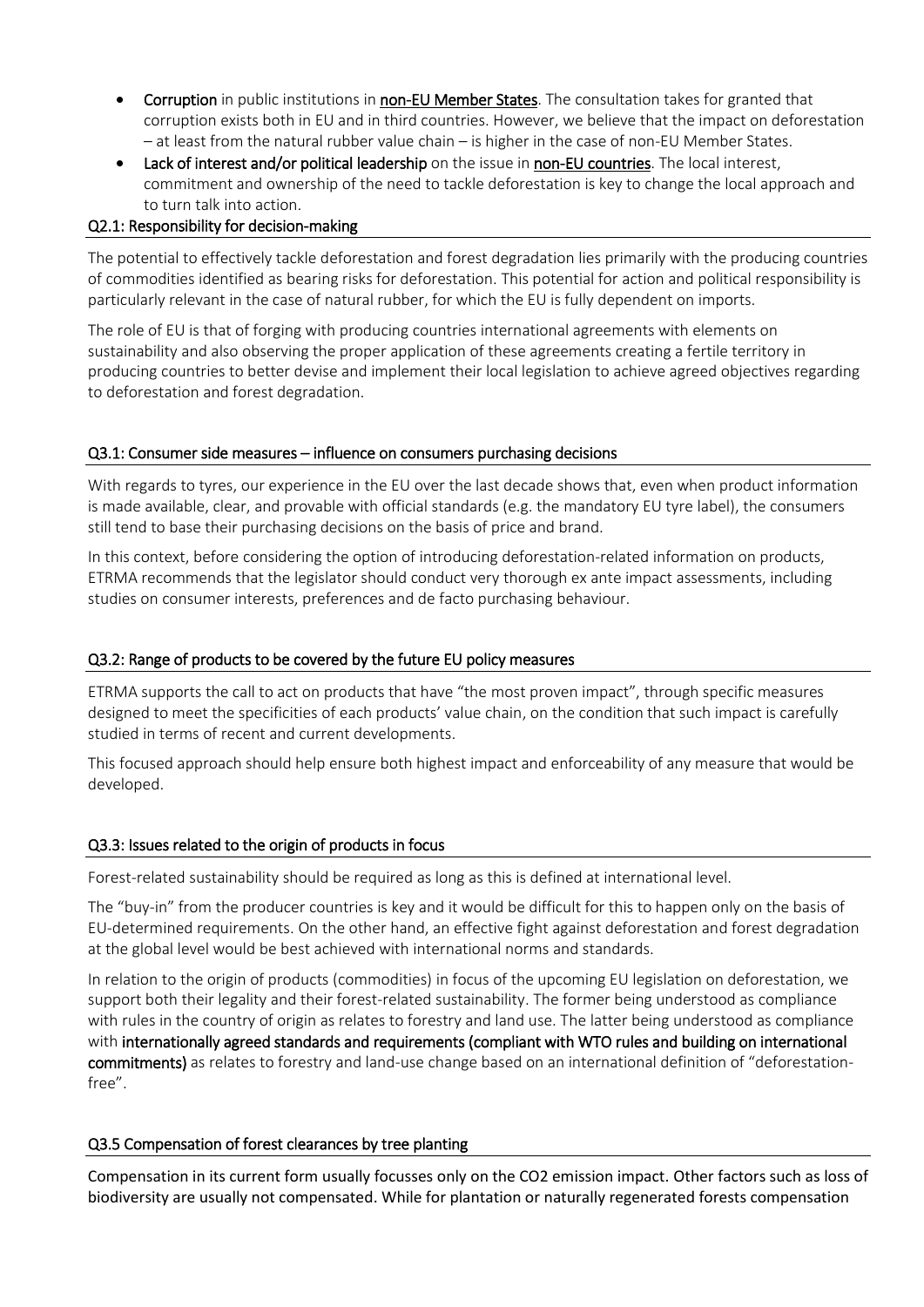- **Corruption** in public institutions in **non-EU Member States**. The consultation takes for granted that corruption exists both in EU and in third countries. However, we believe that the impact on deforestation – at least from the natural rubber value chain – is higher in the case of non-EU Member States.
- **Lack of interest and/or political leadership** on the issue in **non-EU countries**. The local interest, commitment and ownership of the need to tackle deforestation is key to change the local approach and to turn talk into action.

### Q2.1: Responsibility for decision-making

The potential to effectively tackle deforestation and forest degradation lies primarily with the producing countries of commodities identified as bearing risks for deforestation. This potential for action and political responsibility is particularly relevant in the case of natural rubber, for which the EU is fully dependent on imports.

The role of EU is that of forging with producing countries international agreements with elements on sustainability and also observing the proper application of these agreements creating a fertile territory in producing countries to better devise and implement their local legislation to achieve agreed objectives regarding to deforestation and forest degradation.

### Q3.1: Consumer side measures – influence on consumers purchasing decisions

With regards to tyres, our experience in the EU over the last decade shows that, even when product information is made available, clear, and provable with official standards (e.g. the mandatory EU tyre label), the consumers still tend to base their purchasing decisions on the basis of price and brand.

In this context, before considering the option of introducing deforestation-related information on products, ETRMA recommends that the legislator should conduct very thorough ex ante impact assessments, including studies on consumer interests, preferences and de facto purchasing behaviour.

### Q3.2: Range of products to be covered by the future EU policy measures

ETRMA supports the call to act on products that have "the most proven impact", through specific measures designed to meet the specificities of each products' value chain, on the condition that such impact is carefully studied in terms of recent and current developments.

This focused approach should help ensure both highest impact and enforceability of any measure that would be developed.

### Q3.3: Issues related to the origin of products in focus

Forest-related sustainability should be required as long as this is defined at international level.

The "buy-in" from the producer countries is key and it would be difficult for this to happen only on the basis of EU-determined requirements. On the other hand, an effective fight against deforestation and forest degradation at the global level would be best achieved with international norms and standards.

In relation to the origin of products (commodities) in focus of the upcoming EU legislation on deforestation, we support both their legality and their forest-related sustainability. The former being understood as compliance with rules in the country of origin as relates to forestry and land use. The latter being understood as compliance with **internationally agreed standards and requirements (compliant with WTO rules and building on international commitments)** as relates to forestry and land-use change based on an international definition of "deforestation-free".

### Q3.5 Compensation of forest clearances by tree planting

Compensation in its current form usually focusses only on the $CO_2$ emission impact. Other factors such as loss of biodiversity are usually not compensated. While for plantation or naturally regenerated forests compensation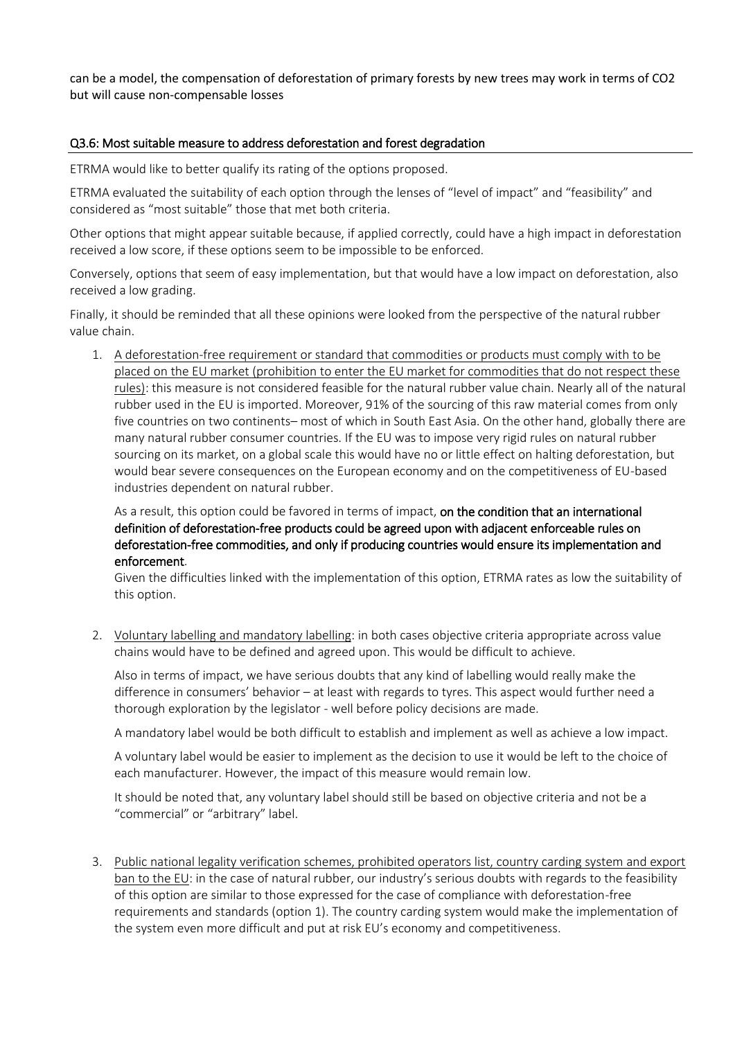can be a model, the compensation of deforestation of primary forests by new trees may work in terms of $CO_2$ but will cause non-compensable losses

## Q3.6: Most suitable measure to address deforestation and forest degradation

ETRMA would like to better qualify its rating of the options proposed.

ETRMA evaluated the suitability of each option through the lenses of "level of impact" and "feasibility" and considered as "most suitable" those that met both criteria.

Other options that might appear suitable because, if applied correctly, could have a high impact in deforestation received a low score, if these options seem to be impossible to be enforced.

Conversely, options that seem of easy implementation, but that would have a low impact on deforestation, also received a low grading.

Finally, it should be reminded that all these opinions were looked from the perspective of the natural rubber value chain.

1. A deforestation-free requirement or standard that commodities or products must comply with to be placed on the EU market (prohibition to enter the EU market for commodities that do not respect these rules): this measure is not considered feasible for the natural rubber value chain. Nearly all of the natural rubber used in the EU is imported. Moreover, 91% of the sourcing of this raw material comes from only five countries on two continents– most of which in South East Asia. On the other hand, globally there are many natural rubber consumer countries. If the EU was to impose very rigid rules on natural rubber sourcing on its market, on a global scale this would have no or little effect on halting deforestation, but would bear severe consequences on the European economy and on the competitiveness of EU-based industries dependent on natural rubber.

   As a result, this option could be favored in terms of impact, **on the condition that an international definition of deforestation-free products could be agreed upon with adjacent enforceable rules on deforestation-free commodities, and only if producing countries would ensure its implementation and enforcement**.
   Given the difficulties linked with the implementation of this option, ETRMA rates as low the suitability of this option.

2. Voluntary labelling and mandatory labelling: in both cases objective criteria appropriate across value chains would have to be defined and agreed upon. This would be difficult to achieve.

   Also in terms of impact, we have serious doubts that any kind of labelling would really make the difference in consumers' behavior – at least with regards to tyres. This aspect would further need a thorough exploration by the legislator - well before policy decisions are made.

   A mandatory label would be both difficult to establish and implement as well as achieve a low impact.

   A voluntary label would be easier to implement as the decision to use it would be left to the choice of each manufacturer. However, the impact of this measure would remain low.

   It should be noted that, any voluntary label should still be based on objective criteria and not be a "commercial" or "arbitrary" label.

3. Public national legality verification schemes, prohibited operators list, country carding system and export ban to the EU: in the case of natural rubber, our industry's serious doubts with regards to the feasibility of this option are similar to those expressed for the case of compliance with deforestation-free requirements and standards (option 1). The country carding system would make the implementation of the system even more difficult and put at risk EU's economy and competitiveness.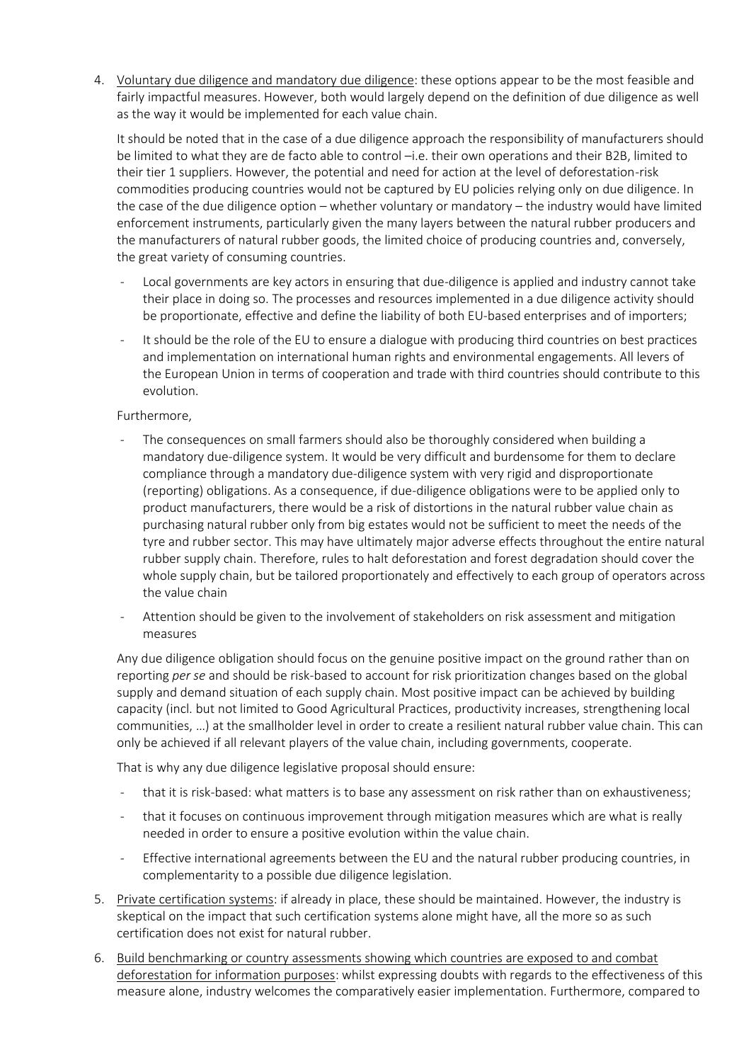4. <u>Voluntary due diligence and mandatory due diligence</u>: these options appear to be the most feasible and fairly impactful measures. However, both would largely depend on the definition of due diligence as well as the way it would be implemented for each value chain.

   It should be noted that in the case of a due diligence approach the responsibility of manufacturers should be limited to what they are de facto able to control –i.e. their own operations and their B2B, limited to their tier 1 suppliers. However, the potential and need for action at the level of deforestation-risk commodities producing countries would not be captured by EU policies relying only on due diligence. In the case of the due diligence option – whether voluntary or mandatory – the industry would have limited enforcement instruments, particularly given the many layers between the natural rubber producers and the manufacturers of natural rubber goods, the limited choice of producing countries and, conversely, the great variety of consuming countries.

   - Local governments are key actors in ensuring that due-diligence is applied and industry cannot take their place in doing so. The processes and resources implemented in a due diligence activity should be proportionate, effective and define the liability of both EU-based enterprises and of importers;
   - It should be the role of the EU to ensure a dialogue with producing third countries on best practices and implementation on international human rights and environmental engagements. All levers of the European Union in terms of cooperation and trade with third countries should contribute to this evolution.

   Furthermore,

   - The consequences on small farmers should also be thoroughly considered when building a mandatory due-diligence system. It would be very difficult and burdensome for them to declare compliance through a mandatory due-diligence system with very rigid and disproportionate (reporting) obligations. As a consequence, if due-diligence obligations were to be applied only to product manufacturers, there would be a risk of distortions in the natural rubber value chain as purchasing natural rubber only from big estates would not be sufficient to meet the needs of the tyre and rubber sector. This may have ultimately major adverse effects throughout the entire natural rubber supply chain. Therefore, rules to halt deforestation and forest degradation should cover the whole supply chain, but be tailored proportionately and effectively to each group of operators across the value chain
   - Attention should be given to the involvement of stakeholders on risk assessment and mitigation measures

   Any due diligence obligation should focus on the genuine positive impact on the ground rather than on reporting *per se* and should be risk-based to account for risk prioritization changes based on the global supply and demand situation of each supply chain. Most positive impact can be achieved by building capacity (incl. but not limited to Good Agricultural Practices, productivity increases, strengthening local communities, …) at the smallholder level in order to create a resilient natural rubber value chain. This can only be achieved if all relevant players of the value chain, including governments, cooperate.

   That is why any due diligence legislative proposal should ensure:

   - that it is risk-based: what matters is to base any assessment on risk rather than on exhaustiveness;
   - that it focuses on continuous improvement through mitigation measures which are what is really needed in order to ensure a positive evolution within the value chain.
   - Effective international agreements between the EU and the natural rubber producing countries, in complementarity to a possible due diligence legislation.

5. <u>Private certification systems</u>: if already in place, these should be maintained. However, the industry is skeptical on the impact that such certification systems alone might have, all the more so as such certification does not exist for natural rubber.

6. <u>Build benchmarking or country assessments showing which countries are exposed to and combat deforestation for information purposes</u>: whilst expressing doubts with regards to the effectiveness of this measure alone, industry welcomes the comparatively easier implementation. Furthermore, compared to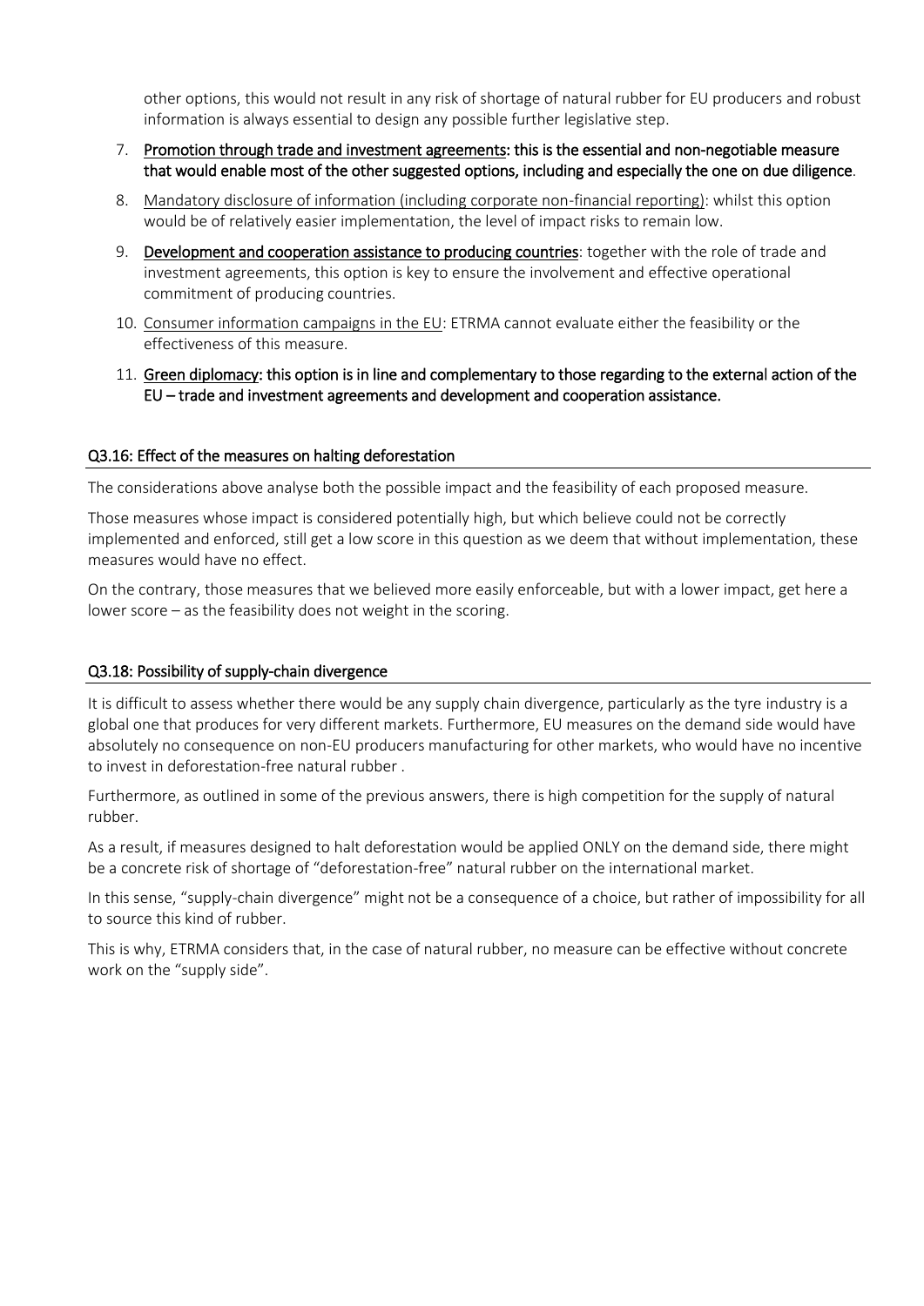other options, this would not result in any risk of shortage of natural rubber for EU producers and robust information is always essential to design any possible further legislative step.

7. **Promotion through trade and investment agreements: this is the essential and non-negotiable measure that would enable most of the other suggested options, including and especially the one on due diligence**.
8. Mandatory disclosure of information (including corporate non-financial reporting): whilst this option would be of relatively easier implementation, the level of impact risks to remain low.
9. **Development and cooperation assistance to producing countries**: together with the role of trade and investment agreements, this option is key to ensure the involvement and effective operational commitment of producing countries.
10. Consumer information campaigns in the EU: ETRMA cannot evaluate either the feasibility or the effectiveness of this measure.
11. **Green diplomacy: this option is in line and complementary to those regarding to the external action of the EU – trade and investment agreements and development and cooperation assistance.**

## Q3.16: Effect of the measures on halting deforestation

The considerations above analyse both the possible impact and the feasibility of each proposed measure.

Those measures whose impact is considered potentially high, but which believe could not be correctly implemented and enforced, still get a low score in this question as we deem that without implementation, these measures would have no effect.

On the contrary, those measures that we believed more easily enforceable, but with a lower impact, get here a lower score – as the feasibility does not weight in the scoring.

## Q3.18: Possibility of supply-chain divergence

It is difficult to assess whether there would be any supply chain divergence, particularly as the tyre industry is a global one that produces for very different markets. Furthermore, EU measures on the demand side would have absolutely no consequence on non-EU producers manufacturing for other markets, who would have no incentive to invest in deforestation-free natural rubber .

Furthermore, as outlined in some of the previous answers, there is high competition for the supply of natural rubber.

As a result, if measures designed to halt deforestation would be applied ONLY on the demand side, there might be a concrete risk of shortage of "deforestation-free" natural rubber on the international market.

In this sense, "supply-chain divergence" might not be a consequence of a choice, but rather of impossibility for all to source this kind of rubber.

This is why, ETRMA considers that, in the case of natural rubber, no measure can be effective without concrete work on the "supply side".